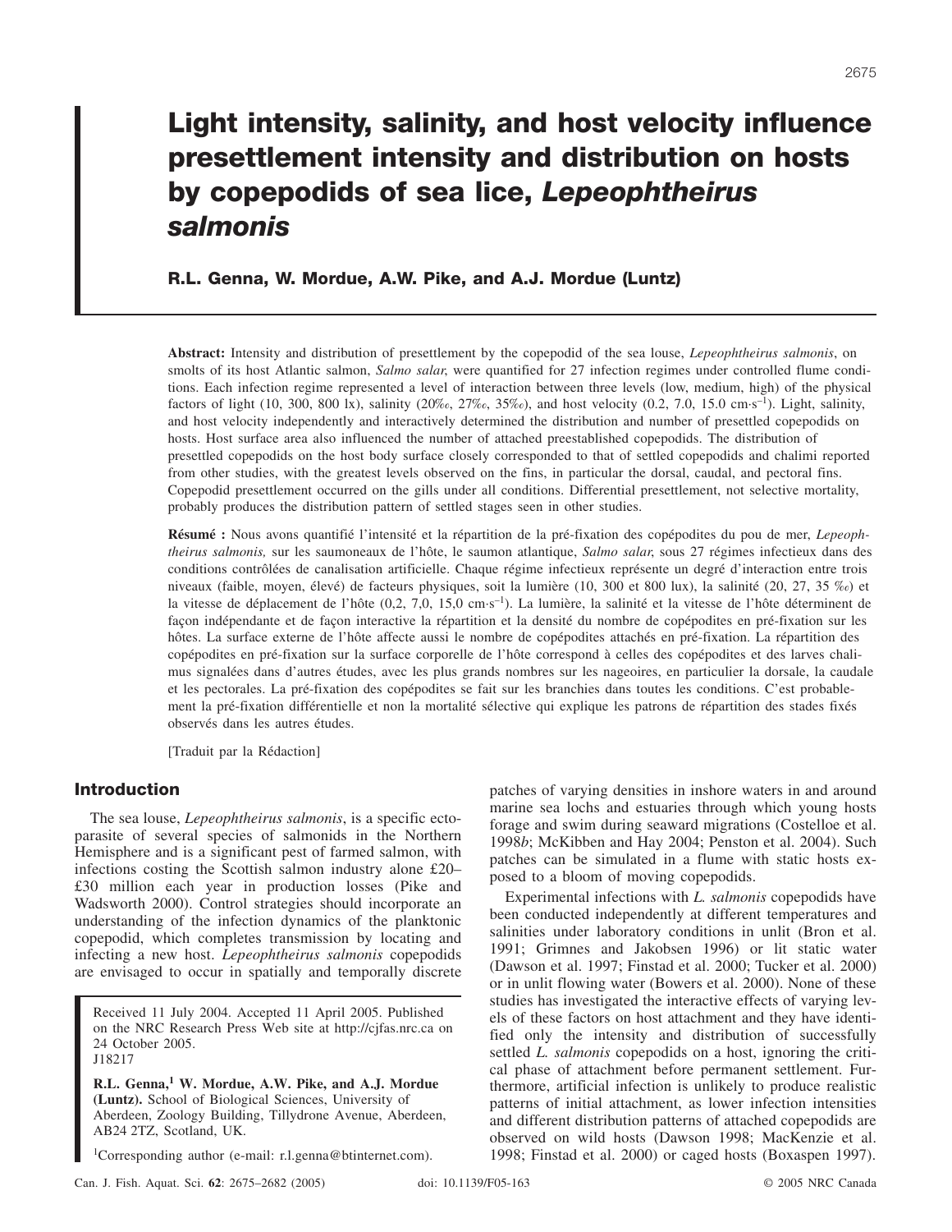# Light intensity, salinity, and host velocity influence presettlement intensity and distribution on hosts by copepodids of sea lice, *Lepeophtheirus salmonis*

**R.L. Genna, W. Mordue, A.W. Pike, and A.J. Mordue (Luntz)**

**Abstract:** Intensity and distribution of presettlement by the copepodid of the sea louse, *Lepeophtheirus salmonis*, on smolts of its host Atlantic salmon, *Salmo salar*, were quantified for 27 infection regimes under controlled flume conditions. Each infection regime represented a level of interaction between three levels (low, medium, high) of the physical factors of light (10, 300, 800 lx), salinity (20‰, 27‰, 35‰), and host velocity (0.2, 7.0, 15.0 cm·s$^{-1}$). Light, salinity, and host velocity independently and interactively determined the distribution and number of presettled copepodids on hosts. Host surface area also influenced the number of attached preestablished copepodids. The distribution of presettled copepodids on the host body surface closely corresponded to that of settled copepodids and chalimi reported from other studies, with the greatest levels observed on the fins, in particular the dorsal, caudal, and pectoral fins. Copepodid presettlement occurred on the gills under all conditions. Differential presettlement, not selective mortality, probably produces the distribution pattern of settled stages seen in other studies.

**Résumé :** Nous avons quantifié l'intensité et la répartition de la pré-fixation des copépodites du pou de mer, *Lepeophtheirus salmonis,* sur les saumoneaux de l'hôte, le saumon atlantique, *Salmo salar*, sous 27 régimes infectieux dans des conditions contrôlées de canalisation artificielle. Chaque régime infectieux représente un degré d'interaction entre trois niveaux (faible, moyen, élevé) de facteurs physiques, soit la lumière (10, 300 et 800 lux), la salinité (20, 27, 35 ‰) et la vitesse de déplacement de l'hôte (0,2, 7,0, 15,0 cm·s$^{-1}$). La lumière, la salinité et la vitesse de l'hôte déterminent de façon indépendante et de façon interactive la répartition et la densité du nombre de copépodites en pré-fixation sur les hôtes. La surface externe de l'hôte affecte aussi le nombre de copépodites attachés en pré-fixation. La répartition des copépodites en pré-fixation sur la surface corporelle de l'hôte correspond à celles des copépodites et des larves chalimus signalées dans d'autres études, avec les plus grands nombres sur les nageoires, en particulier la dorsale, la caudale et les pectorales. La pré-fixation des copépodites se fait sur les branchies dans toutes les conditions. C'est probablement la pré-fixation différentielle et non la mortalité sélective qui explique les patrons de répartition des stades fixés observés dans les autres études.

[Traduit par la Rédaction]

## Introduction

The sea louse, *Lepeophtheirus salmonis*, is a specific ectoparasite of several species of salmonids in the Northern Hemisphere and is a significant pest of farmed salmon, with infections costing the Scottish salmon industry alone £20–£30 million each year in production losses (Pike and Wadsworth 2000). Control strategies should incorporate an understanding of the infection dynamics of the planktonic copepodid, which completes transmission by locating and infecting a new host. *Lepeophtheirus salmonis* copepodids are envisaged to occur in spatially and temporally discrete patches of varying densities in inshore waters in and around marine sea lochs and estuaries through which young hosts forage and swim during seaward migrations (Costelloe et al. 1998*b*; McKibben and Hay 2004; Penston et al. 2004). Such patches can be simulated in a flume with static hosts exposed to a bloom of moving copepodids.

Experimental infections with *L. salmonis* copepodids have been conducted independently at different temperatures and salinities under laboratory conditions in unlit (Bron et al. 1991; Grimnes and Jakobsen 1996) or lit static water (Dawson et al. 1997; Finstad et al. 2000; Tucker et al. 2000) or in unlit flowing water (Bowers et al. 2000). None of these studies has investigated the interactive effects of varying levels of these factors on host attachment and they have identified only the intensity and distribution of successfully settled *L. salmonis* copepodids on a host, ignoring the critical phase of attachment before permanent settlement. Furthermore, artificial infection is unlikely to produce realistic patterns of initial attachment, as lower infection intensities and different distribution patterns of attached copepodids are observed on wild hosts (Dawson 1998; MacKenzie et al. 1998; Finstad et al. 2000) or caged hosts (Boxaspen 1997).

Received 11 July 2004. Accepted 11 April 2005. Published on the NRC Research Press Web site at http://cjfas.nrc.ca on 24 October 2005.
J18217

**R.L. Genna,[1] W. Mordue, A.W. Pike, and A.J. Mordue (Luntz).** School of Biological Sciences, University of Aberdeen, Zoology Building, Tillydrone Avenue, Aberdeen, AB24 2TZ, Scotland, UK.

[1]Corresponding author (e-mail: r.l.genna@btinternet.com).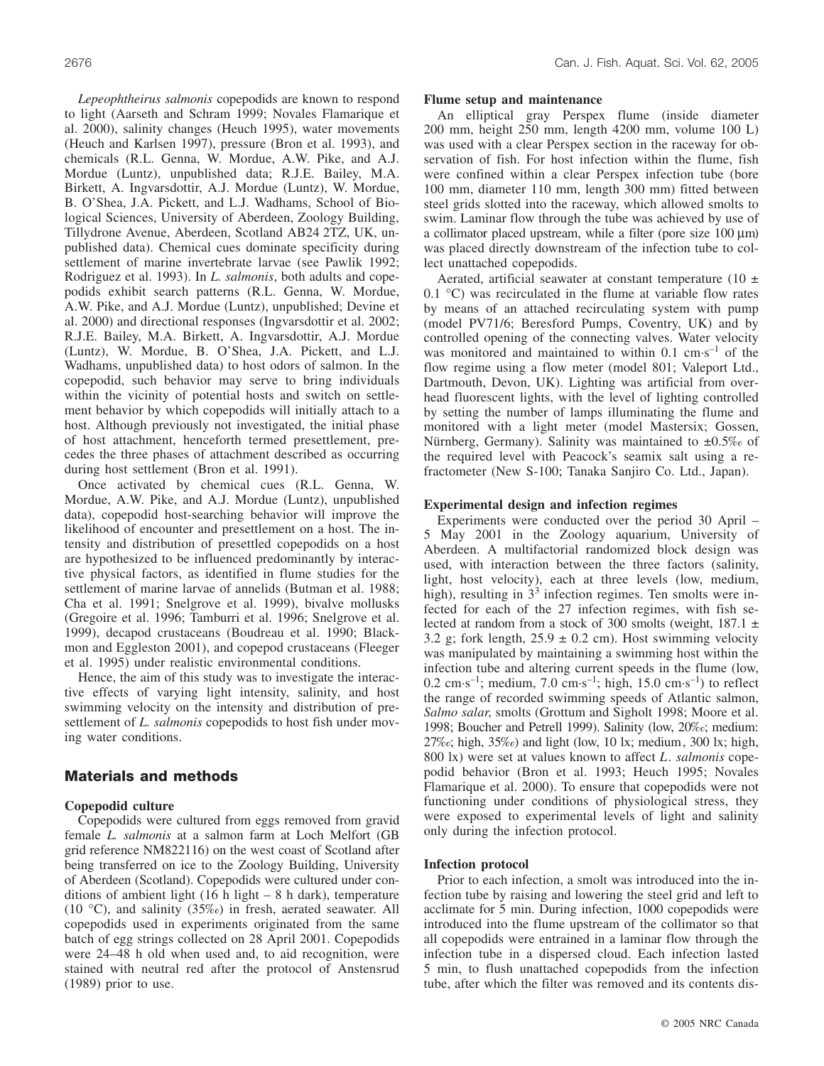*Lepeophtheirus salmonis* copepodids are known to respond to light (Aarseth and Schram 1999; Novales Flamarique et al. 2000), salinity changes (Heuch 1995), water movements (Heuch and Karlsen 1997), pressure (Bron et al. 1993), and chemicals (R.L. Genna, W. Mordue, A.W. Pike, and A.J. Mordue (Luntz), unpublished data; R.J.E. Bailey, M.A. Birkett, A. Ingvarsdottir, A.J. Mordue (Luntz), W. Mordue, B. O'Shea, J.A. Pickett, and L.J. Wadhams, School of Biological Sciences, University of Aberdeen, Zoology Building, Tillydrone Avenue, Aberdeen, Scotland AB24 2TZ, UK, unpublished data). Chemical cues dominate specificity during settlement of marine invertebrate larvae (see Pawlik 1992; Rodriguez et al. 1993). In *L. salmonis*, both adults and copepodids exhibit search patterns (R.L. Genna, W. Mordue, A.W. Pike, and A.J. Mordue (Luntz), unpublished; Devine et al. 2000) and directional responses (Ingvarsdottir et al. 2002; R.J.E. Bailey, M.A. Birkett, A. Ingvarsdottir, A.J. Mordue (Luntz), W. Mordue, B. O'Shea, J.A. Pickett, and L.J. Wadhams, unpublished data) to host odors of salmon. In the copepodid, such behavior may serve to bring individuals within the vicinity of potential hosts and switch on settlement behavior by which copepodids will initially attach to a host. Although previously not investigated, the initial phase of host attachment, henceforth termed presettlement, precedes the three phases of attachment described as occurring during host settlement (Bron et al. 1991).

Once activated by chemical cues (R.L. Genna, W. Mordue, A.W. Pike, and A.J. Mordue (Luntz), unpublished data), copepodid host-searching behavior will improve the likelihood of encounter and presettlement on a host. The intensity and distribution of presettled copepodids on a host are hypothesized to be influenced predominantly by interactive physical factors, as identified in flume studies for the settlement of marine larvae of annelids (Butman et al. 1988; Cha et al. 1991; Snelgrove et al. 1999), bivalve mollusks (Gregoire et al. 1996; Tamburri et al. 1996; Snelgrove et al. 1999), decapod crustaceans (Boudreau et al. 1990; Blackmon and Eggleston 2001), and copepod crustaceans (Fleeger et al. 1995) under realistic environmental conditions.

Hence, the aim of this study was to investigate the interactive effects of varying light intensity, salinity, and host swimming velocity on the intensity and distribution of presettlement of *L. salmonis* copepodids to host fish under moving water conditions.

## Materials and methods

### Copepodid culture

Copepodids were cultured from eggs removed from gravid female *L. salmonis* at a salmon farm at Loch Melfort (GB grid reference NM822116) on the west coast of Scotland after being transferred on ice to the Zoology Building, University of Aberdeen (Scotland). Copepodids were cultured under conditions of ambient light (16 h light – 8 h dark), temperature (10 °C), and salinity (35‰) in fresh, aerated seawater. All copepodids used in experiments originated from the same batch of egg strings collected on 28 April 2001. Copepodids were 24–48 h old when used and, to aid recognition, were stained with neutral red after the protocol of Anstensrud (1989) prior to use.

### Flume setup and maintenance

An elliptical gray Perspex flume (inside diameter 200 mm, height 250 mm, length 4200 mm, volume 100 L) was used with a clear Perspex section in the raceway for observation of fish. For host infection within the flume, fish were confined within a clear Perspex infection tube (bore 100 mm, diameter 110 mm, length 300 mm) fitted between steel grids slotted into the raceway, which allowed smolts to swim. Laminar flow through the tube was achieved by use of a collimator placed upstream, while a filter (pore size 100 μm) was placed directly downstream of the infection tube to collect unattached copepodids.

Aerated, artificial seawater at constant temperature (10 ± 0.1 °C) was recirculated in the flume at variable flow rates by means of an attached recirculating system with pump (model PV71/6; Beresford Pumps, Coventry, UK) and by controlled opening of the connecting valves. Water velocity was monitored and maintained to within 0.1 $cm \cdot s^{-1}$ of the flow regime using a flow meter (model 801; Valeport Ltd., Dartmouth, Devon, UK). Lighting was artificial from overhead fluorescent lights, with the level of lighting controlled by setting the number of lamps illuminating the flume and monitored with a light meter (model Mastersix; Gossen, Nürnberg, Germany). Salinity was maintained to ±0.5‰ of the required level with Peacock's seamix salt using a refractometer (New S-100; Tanaka Sanjiro Co. Ltd., Japan).

### Experimental design and infection regimes

Experiments were conducted over the period 30 April – 5 May 2001 in the Zoology aquarium, University of Aberdeen. A multifactorial randomized block design was used, with interaction between the three factors (salinity, light, host velocity), each at three levels (low, medium, high), resulting in $3^3$ infection regimes. Ten smolts were infected for each of the 27 infection regimes, with fish selected at random from a stock of 300 smolts (weight, 187.1 ± 3.2 g; fork length, 25.9 ± 0.2 cm). Host swimming velocity was manipulated by maintaining a swimming host within the infection tube and altering current speeds in the flume (low, 0.2 $cm \cdot s^{-1}$; medium, 7.0 $cm \cdot s^{-1}$; high, 15.0 $cm \cdot s^{-1}$) to reflect the range of recorded swimming speeds of Atlantic salmon, *Salmo salar*, smolts (Grottum and Sigholt 1998; Moore et al. 1998; Boucher and Petrell 1999). Salinity (low, 20‰; medium: 27‰; high, 35‰) and light (low, 10 lx; medium, 300 lx; high, 800 lx) were set at values known to affect *L. salmonis* copepodid behavior (Bron et al. 1993; Heuch 1995; Novales Flamarique et al. 2000). To ensure that copepodids were not functioning under conditions of physiological stress, they were exposed to experimental levels of light and salinity only during the infection protocol.

### Infection protocol

Prior to each infection, a smolt was introduced into the infection tube by raising and lowering the steel grid and left to acclimate for 5 min. During infection, 1000 copepodids were introduced into the flume upstream of the collimator so that all copepodids were entrained in a laminar flow through the infection tube in a dispersed cloud. Each infection lasted 5 min, to flush unattached copepodids from the infection tube, after which the filter was removed and its contents dis-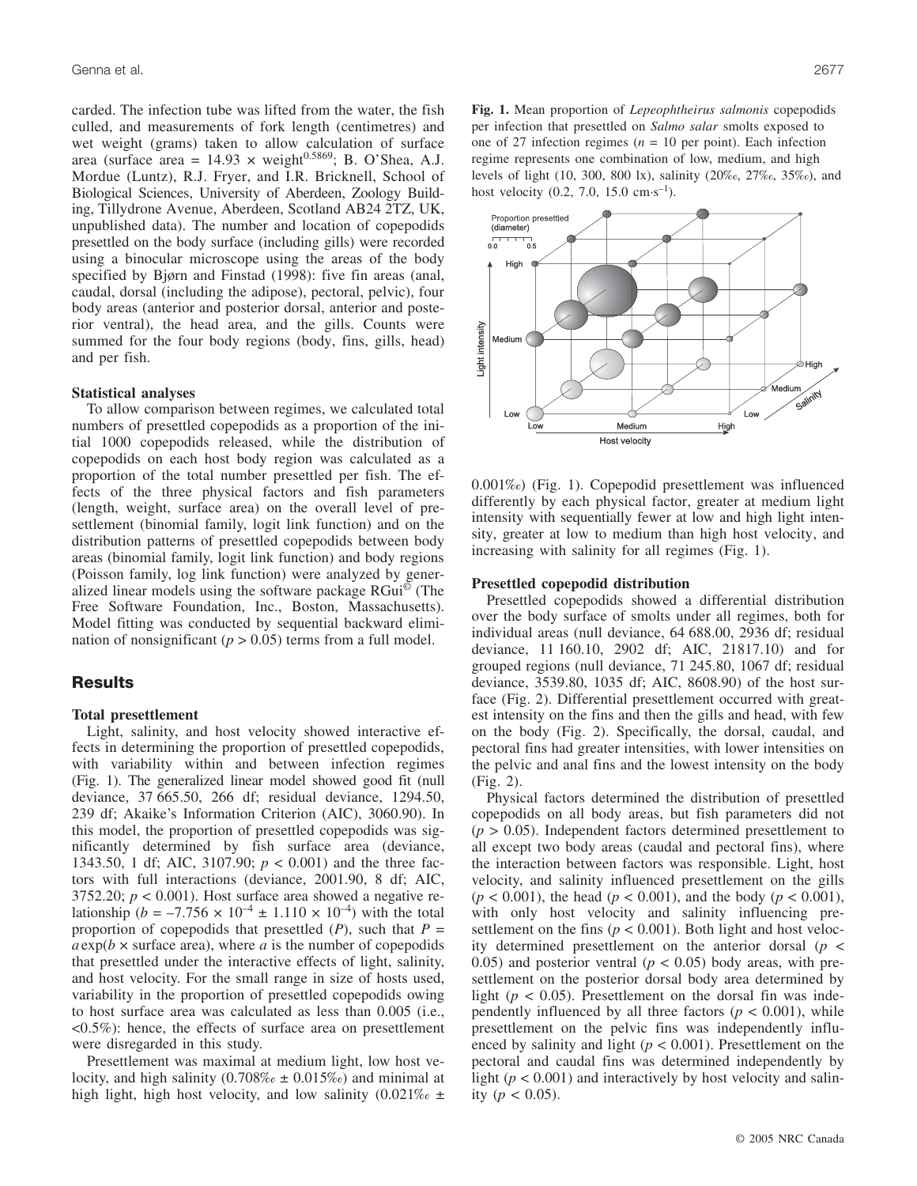carded. The infection tube was lifted from the water, the fish culled, and measurements of fork length (centimetres) and wet weight (grams) taken to allow calculation of surface area (surface area = $14.93 \times \text{weight}^{0.5869}$; B. O'Shea, A.J. Mordue (Luntz), R.J. Fryer, and I.R. Bricknell, School of Biological Sciences, University of Aberdeen, Zoology Building, Tillydrone Avenue, Aberdeen, Scotland AB24 2TZ, UK, unpublished data). The number and location of copepodids presettled on the body surface (including gills) were recorded using a binocular microscope using the areas of the body specified by Bjørn and Finstad (1998): five fin areas (anal, caudal, dorsal (including the adipose), pectoral, pelvic), four body areas (anterior and posterior dorsal, anterior and posterior ventral), the head area, and the gills. Counts were summed for the four body regions (body, fins, gills, head) and per fish.

### Statistical analyses

To allow comparison between regimes, we calculated total numbers of presettled copepodids as a proportion of the initial 1000 copepodids released, while the distribution of copepodids on each host body region was calculated as a proportion of the total number presettled per fish. The effects of the three physical factors and fish parameters (length, weight, surface area) on the overall level of presettlement (binomial family, logit link function) and on the distribution patterns of presettled copepodids between body areas (binomial family, logit link function) and body regions (Poisson family, log link function) were analyzed by generalized linear models using the software package RGui© (The Free Software Foundation, Inc., Boston, Massachusetts). Model fitting was conducted by sequential backward elimination of nonsignificant ($p > 0.05$) terms from a full model.

## Results

### Total presettlement

Light, salinity, and host velocity showed interactive effects in determining the proportion of presettled copepodids, with variability within and between infection regimes (Fig. 1). The generalized linear model showed good fit (null deviance, 37 665.50, 266 df; residual deviance, 1294.50, 239 df; Akaike's Information Criterion (AIC), 3060.90). In this model, the proportion of presettled copepodids was significantly determined by fish surface area (deviance, 1343.50, 1 df; AIC, 3107.90; $p < 0.001$) and the three factors with full interactions (deviance, 2001.90, 8 df; AIC, 3752.20; $p < 0.001$). Host surface area showed a negative relationship ($b = -7.756 \times 10^{-4} \pm 1.110 \times 10^{-4}$) with the total proportion of copepodids that presettled ($P$), such that $P = a\exp(b \times \text{surface area})$, where $a$ is the number of copepodids that presettled under the interactive effects of light, salinity, and host velocity. For the small range in size of hosts used, variability in the proportion of presettled copepodids owing to host surface area was calculated as less than 0.005 (i.e., <0.5%): hence, the effects of surface area on presettlement were disregarded in this study.

Presettlement was maximal at medium light, low host velocity, and high salinity (0.708‰ ± 0.015‰) and minimal at high light, high host velocity, and low salinity (0.021‰ ± 0.001‰) (Fig. 1). Copepodid presettlement was influenced differently by each physical factor, greater at medium light intensity with sequentially fewer at low and high light intensity, greater at low to medium than high host velocity, and increasing with salinity for all regimes (Fig. 1).

**Fig. 1.** Mean proportion of *Lepeophtheirus salmonis* copepodids per infection that presettled on *Salmo salar* smolts exposed to one of 27 infection regimes ($n = 10$ per point). Each infection regime represents one combination of low, medium, and high levels of light (10, 300, 800 lx), salinity (20‰, 27‰, 35‰), and host velocity (0.2, 7.0, 15.0 $\text{cm} \cdot \text{s}^{-1}$).

### Presettled copepodid distribution

Presettled copepodids showed a differential distribution over the body surface of smolts under all regimes, both for individual areas (null deviance, 64 688.00, 2936 df; residual deviance, 11 160.10, 2902 df; AIC, 21817.10) and for grouped regions (null deviance, 71 245.80, 1067 df; residual deviance, 3539.80, 1035 df; AIC, 8608.90) of the host surface (Fig. 2). Differential presettlement occurred with greatest intensity on the fins and then the gills and head, with few on the body (Fig. 2). Specifically, the dorsal, caudal, and pectoral fins had greater intensities, with lower intensities on the pelvic and anal fins and the lowest intensity on the body (Fig. 2).

Physical factors determined the distribution of presettled copepodids on all body areas, but fish parameters did not ($p > 0.05$). Independent factors determined presettlement to all except two body areas (caudal and pectoral fins), where the interaction between factors was responsible. Light, host velocity, and salinity influenced presettlement on the gills ($p < 0.001$), the head ($p < 0.001$), and the body ($p < 0.001$), with only host velocity and salinity influencing presettlement on the fins ($p < 0.001$). Both light and host velocity determined presettlement on the anterior dorsal ($p < 0.05$) and posterior ventral ($p < 0.05$) body areas, with presettlement on the posterior dorsal body area determined by light ($p < 0.05$). Presettlement on the dorsal fin was independently influenced by all three factors ($p < 0.001$), while presettlement on the pelvic fins was independently influenced by salinity and light ($p < 0.001$). Presettlement on the pectoral and caudal fins was determined independently by light ($p < 0.001$) and interactively by host velocity and salinity ($p < 0.05$).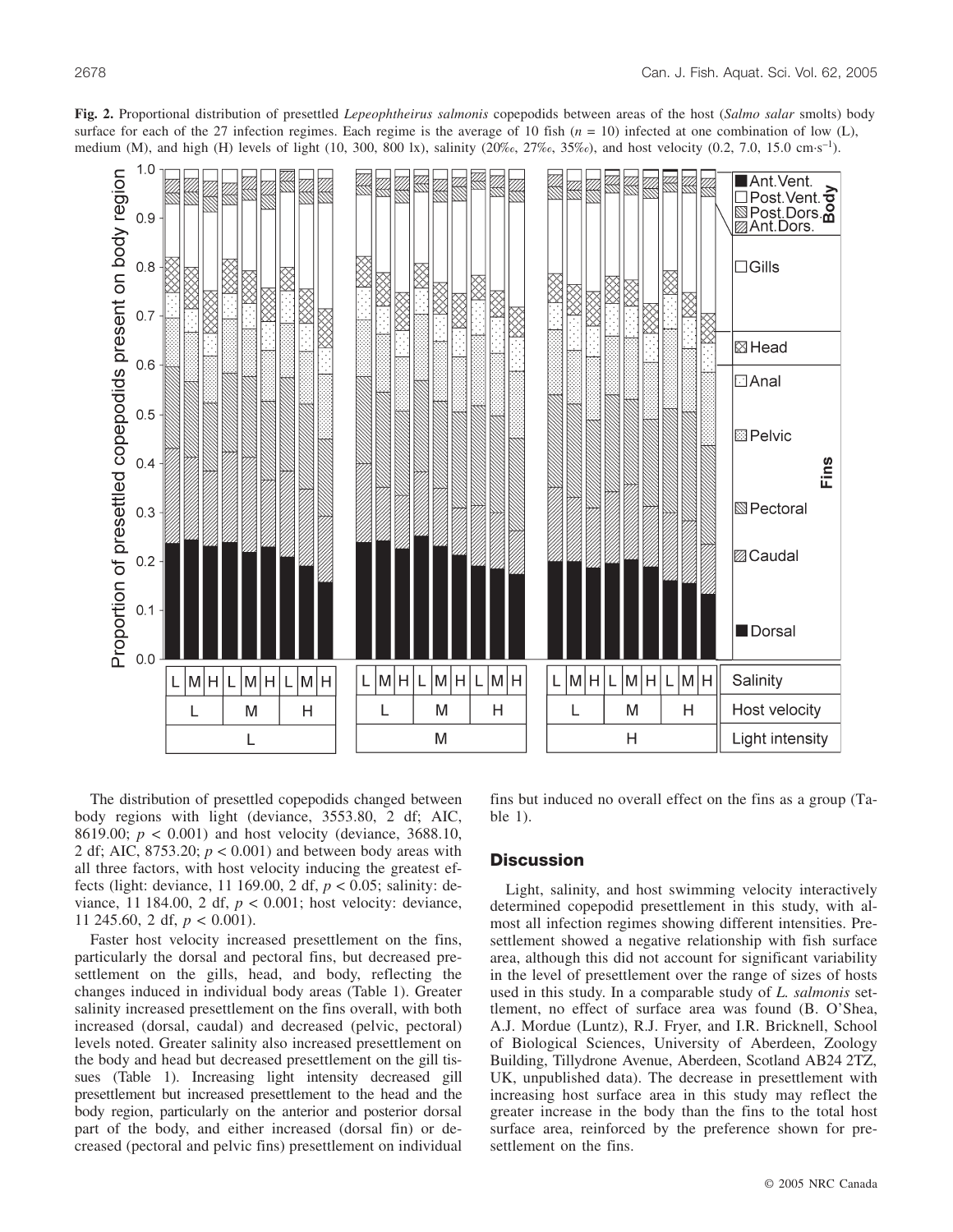**Fig. 2.** Proportional distribution of presettled *Lepeophtheirus salmonis* copepodids between areas of the host (*Salmo salar* smolts) body surface for each of the 27 infection regimes. Each regime is the average of 10 fish ($n$ = 10) infected at one combination of low (L), medium (M), and high (H) levels of light (10, 300, 800 lx), salinity (20‰, 27‰, 35‰), and host velocity (0.2, 7.0, 15.0 cm·s$^{-1}$).

The distribution of presettled copepodids changed between body regions with light (deviance, 3553.80, 2 df; AIC, 8619.00; $p$ < 0.001) and host velocity (deviance, 3688.10, 2 df; AIC, 8753.20; $p$ < 0.001) and between body areas with all three factors, with host velocity inducing the greatest effects (light: deviance, 11 169.00, 2 df, $p$ < 0.05; salinity: deviance, 11 184.00, 2 df, $p$ < 0.001; host velocity: deviance, 11 245.60, 2 df, $p$ < 0.001).

Faster host velocity increased presettlement on the fins, particularly the dorsal and pectoral fins, but decreased presettlement on the gills, head, and body, reflecting the changes induced in individual body areas (Table 1). Greater salinity increased presettlement on the fins overall, with both increased (dorsal, caudal) and decreased (pelvic, pectoral) levels noted. Greater salinity also increased presettlement on the body and head but decreased presettlement on the gill tissues (Table 1). Increasing light intensity decreased gill presettlement but increased presettlement to the head and the body region, particularly on the anterior and posterior dorsal part of the body, and either increased (dorsal fin) or decreased (pectoral and pelvic fins) presettlement on individual fins but induced no overall effect on the fins as a group (Table 1).

## Discussion

Light, salinity, and host swimming velocity interactively determined copepodid presettlement in this study, with almost all infection regimes showing different intensities. Presettlement showed a negative relationship with fish surface area, although this did not account for significant variability in the level of presettlement over the range of sizes of hosts used in this study. In a comparable study of *L. salmonis* settlement, no effect of surface area was found (B. O'Shea, A.J. Mordue (Luntz), R.J. Fryer, and I.R. Bricknell, School of Biological Sciences, University of Aberdeen, Zoology Building, Tillydrone Avenue, Aberdeen, Scotland AB24 2TZ, UK, unpublished data). The decrease in presettlement with increasing host surface area in this study may reflect the greater increase in the body than the fins to the total host surface area, reinforced by the preference shown for presettlement on the fins.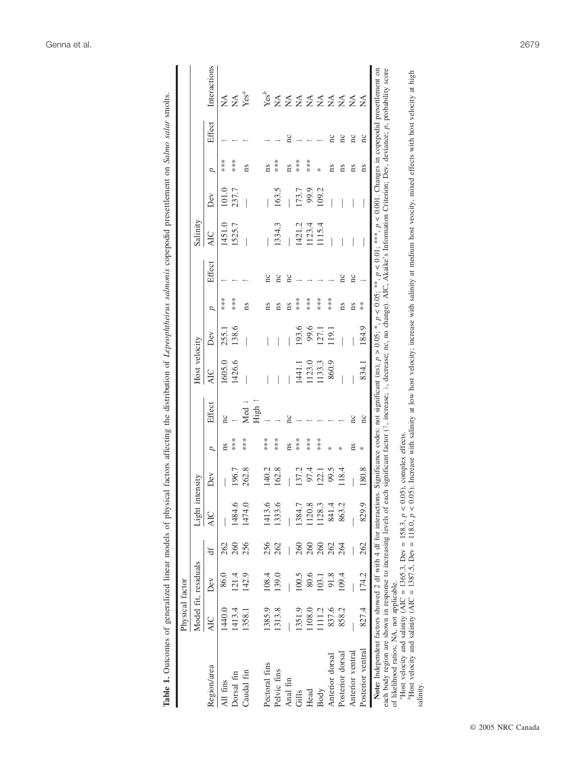**Table 1.** Outcomes of generalized linear models of physical factors affecting the distribution of *Lepeophtheirus salmonis* copepodid presettlement on *Salmo salar* smolts.

| | Physical factor | | | | | | | | | | | | | | | | |
|---|---|---|---|---|---|---|---|---|---|---|---|---|---|---|---|---|---|
| | Model fit, residuals | | | Light intensity | | | | Host velocity | | | | Salinity | | | | | |
| Region/area | AIC | Dev | df | AIC | Dev | *p* | Effect | AIC | Dev | *p* | Effect | AIC | Dev | *p* | Effect | Interactions |
| All fins | 1440.0 | 86.0 | 262 | — | — | ns | nc | 1605.0 | 255.1 | *** | ↑ | 1451.0 | 101.0 | *** | ↑ | NA |
| Dorsal fin | 1413.4 | 121.4 | 260 | 1484.6 | 196.7 | *** | ↑ | 1426.6 | 138.6 | *** | ↑ | 1525.7 | 237.7 | *** | ↑ | NA |
| Caudal fin | 1358.1 | 142.9 | 256 | 1474.0 | 262.8 | *** | Med ↓ High ↑ | — | — | ns | ↑ | — | — | ns | ↑ | Yes[a] |
| Pectoral fins | 1385.9 | 108.4 | 256 | 1413.6 | 140.2 | *** | ↓ | — | — | ns | nc | — | — | ns | ↓ | Yes[b] |
| Pelvic fins | 1313.8 | 139.0 | 262 | 1333.6 | 162.8 | *** | ↓ | — | — | ns | nc | 1334.3 | 163.5 | *** | ↓ | NA |
| Anal fin | — | — | — | — | — | ns | nc | — | — | ns | nc | — | — | ns | nc | NA |
| Gills | 1351.9 | 100.5 | 260 | 1384.7 | 137.2 | *** | ↓ | 1441.1 | 193.6 | *** | ↓ | 1421.2 | 173.7 | *** | ↓ | NA |
| Head | 1108.0 | 80.6 | 260 | 1120.8 | 97.4 | *** | ↑ | 1123.0 | 99.6 | *** | ↓ | 1123.4 | 99.9 | *** | ↑ | NA |
| Body | 1111.2 | 103.1 | 260 | 1128.3 | 122.1 | *** | ↑ | 1133.3 | 127.1 | *** | ↓ | 1115.4 | 109.2 | * | ↑ | NA |
| Anterior dorsal | 837.6 | 91.8 | 262 | 841.4 | 99.5 | * | ↑ | 860.9 | 119.1 | *** | ↓ | — | — | ns | nc | NA |
| Posterior dorsal | 858.2 | 109.4 | 264 | 863.2 | 118.4 | * | ↑ | — | — | ns | nc | — | — | ns | nc | NA |
| Anterior ventral | — | — | — | — | — | ns | nc | — | — | ns | nc | — | — | ns | nc | NA |
| Posterior ventral | 827.4 | 174.2 | 262 | 829.9 | 180.8 | * | nc | 834.1 | 184.9 | ** | ↓ | — | — | ns | nc | NA |

**Note:** Independent factors showed 2 df with 4 df for interactions. Significance codes: not significant (ns), $p > 0.05$; *, $p < 0.05$; **, $p < 0.01$; ***, $p < 0.001$. Changes in copepodid presettlement on each body region are shown in response to increasing levels of each significant factor (↑, increase; ↓, decrease; nc, no change). AIC, Akaike's Information Criterion; Dev, deviance; *p*, probability score of likelihood ratios; NA, not applicable.

[a]Host velocity and salinity (AIC = 1365.3, Dev = 158.3, $p < 0.05$), complex effects.

[b]Host velocity and salinity (AIC = 1387.5, Dev = 118.0, $p < 0.05$). Increase with salinity at low host velocity; increase with salinity at medium host veocity, mixed effects with host velocity at high salinity.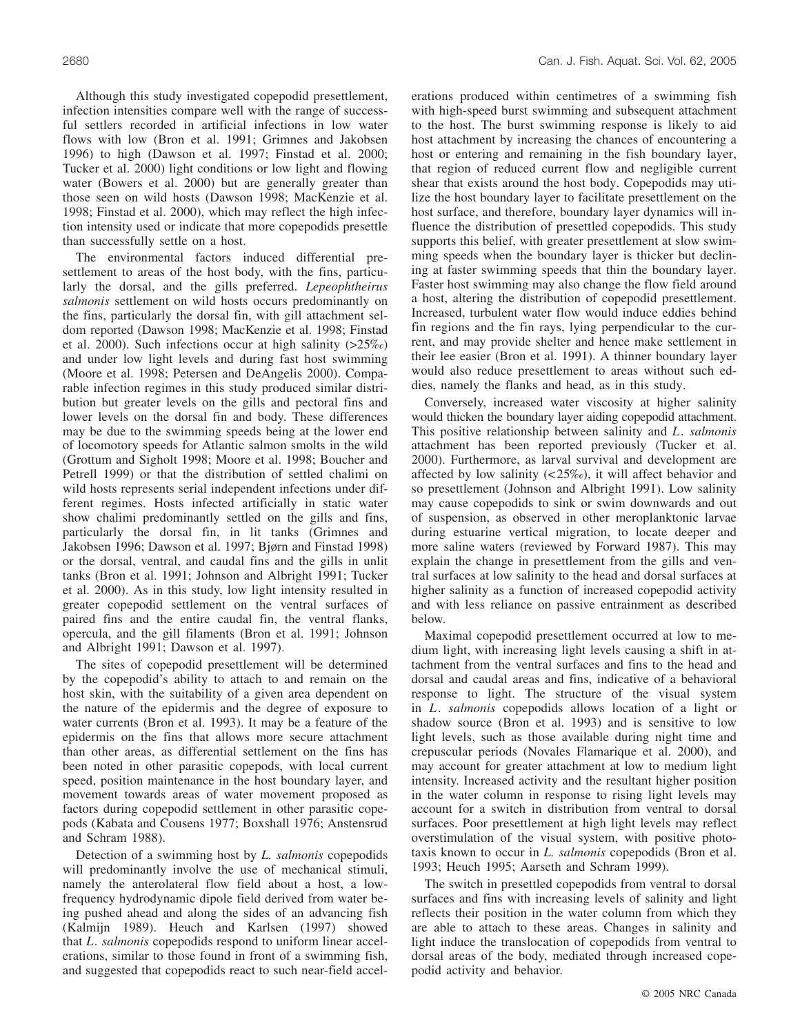Although this study investigated copepodid presettlement, infection intensities compare well with the range of successful settlers recorded in artificial infections in low water flows with low (Bron et al. 1991; Grimnes and Jakobsen 1996) to high (Dawson et al. 1997; Finstad et al. 2000; Tucker et al. 2000) light conditions or low light and flowing water (Bowers et al. 2000) but are generally greater than those seen on wild hosts (Dawson 1998; MacKenzie et al. 1998; Finstad et al. 2000), which may reflect the high infection intensity used or indicate that more copepodids presettle than successfully settle on a host.

The environmental factors induced differential presettlement to areas of the host body, with the fins, particularly the dorsal, and the gills preferred. *Lepeophtheirus salmonis* settlement on wild hosts occurs predominantly on the fins, particularly the dorsal fin, with gill attachment seldom reported (Dawson 1998; MacKenzie et al. 1998; Finstad et al. 2000). Such infections occur at high salinity (>25‰) and under low light levels and during fast host swimming (Moore et al. 1998; Petersen and DeAngelis 2000). Comparable infection regimes in this study produced similar distribution but greater levels on the gills and pectoral fins and lower levels on the dorsal fin and body. These differences may be due to the swimming speeds being at the lower end of locomotory speeds for Atlantic salmon smolts in the wild (Grottum and Sigholt 1998; Moore et al. 1998; Boucher and Petrell 1999) or that the distribution of settled chalimi on wild hosts represents serial independent infections under different regimes. Hosts infected artificially in static water show chalimi predominantly settled on the gills and fins, particularly the dorsal fin, in lit tanks (Grimnes and Jakobsen 1996; Dawson et al. 1997; Bjørn and Finstad 1998) or the dorsal, ventral, and caudal fins and the gills in unlit tanks (Bron et al. 1991; Johnson and Albright 1991; Tucker et al. 2000). As in this study, low light intensity resulted in greater copepodid settlement on the ventral surfaces of paired fins and the entire caudal fin, the ventral flanks, opercula, and the gill filaments (Bron et al. 1991; Johnson and Albright 1991; Dawson et al. 1997).

The sites of copepodid presettlement will be determined by the copepodid's ability to attach to and remain on the host skin, with the suitability of a given area dependent on the nature of the epidermis and the degree of exposure to water currents (Bron et al. 1993). It may be a feature of the epidermis on the fins that allows more secure attachment than other areas, as differential settlement on the fins has been noted in other parasitic copepods, with local current speed, position maintenance in the host boundary layer, and movement towards areas of water movement proposed as factors during copepodid settlement in other parasitic copepods (Kabata and Cousens 1977; Boxshall 1976; Anstensrud and Schram 1988).

Detection of a swimming host by *L. salmonis* copepodids will predominantly involve the use of mechanical stimuli, namely the anterolateral flow field about a host, a low-frequency hydrodynamic dipole field derived from water being pushed ahead and along the sides of an advancing fish (Kalmijn 1989). Heuch and Karlsen (1997) showed that *L. salmonis* copepodids respond to uniform linear accelerations, similar to those found in front of a swimming fish, and suggested that copepodids react to such near-field accelerations produced within centimetres of a swimming fish with high-speed burst swimming and subsequent attachment to the host. The burst swimming response is likely to aid host attachment by increasing the chances of encountering a host or entering and remaining in the fish boundary layer, that region of reduced current flow and negligible current shear that exists around the host body. Copepodids may utilize the host boundary layer to facilitate presettlement on the host surface, and therefore, boundary layer dynamics will influence the distribution of presettled copepodids. This study supports this belief, with greater presettlement at slow swimming speeds when the boundary layer is thicker but declining at faster swimming speeds that thin the boundary layer. Faster host swimming may also change the flow field around a host, altering the distribution of copepodid presettlement. Increased, turbulent water flow would induce eddies behind fin regions and the fin rays, lying perpendicular to the current, and may provide shelter and hence make settlement in their lee easier (Bron et al. 1991). A thinner boundary layer would also reduce presettlement to areas without such eddies, namely the flanks and head, as in this study.

Conversely, increased water viscosity at higher salinity would thicken the boundary layer aiding copepodid attachment. This positive relationship between salinity and *L. salmonis* attachment has been reported previously (Tucker et al. 2000). Furthermore, as larval survival and development are affected by low salinity (<25‰), it will affect behavior and so presettlement (Johnson and Albright 1991). Low salinity may cause copepodids to sink or swim downwards and out of suspension, as observed in other meroplanktonic larvae during estuarine vertical migration, to locate deeper and more saline waters (reviewed by Forward 1987). This may explain the change in presettlement from the gills and ventral surfaces at low salinity to the head and dorsal surfaces at higher salinity as a function of increased copepodid activity and with less reliance on passive entrainment as described below.

Maximal copepodid presettlement occurred at low to medium light, with increasing light levels causing a shift in attachment from the ventral surfaces and fins to the head and dorsal and caudal areas and fins, indicative of a behavioral response to light. The structure of the visual system in *L. salmonis* copepodids allows location of a light or shadow source (Bron et al. 1993) and is sensitive to low light levels, such as those available during night time and crepuscular periods (Novales Flamarique et al. 2000), and may account for greater attachment at low to medium light intensity. Increased activity and the resultant higher position in the water column in response to rising light levels may account for a switch in distribution from ventral to dorsal surfaces. Poor presettlement at high light levels may reflect overstimulation of the visual system, with positive phototaxis known to occur in *L. salmonis* copepodids (Bron et al. 1993; Heuch 1995; Aarseth and Schram 1999).

The switch in presettled copepodids from ventral to dorsal surfaces and fins with increasing levels of salinity and light reflects their position in the water column from which they are able to attach to these areas. Changes in salinity and light induce the translocation of copepodids from ventral to dorsal areas of the body, mediated through increased copepodid activity and behavior.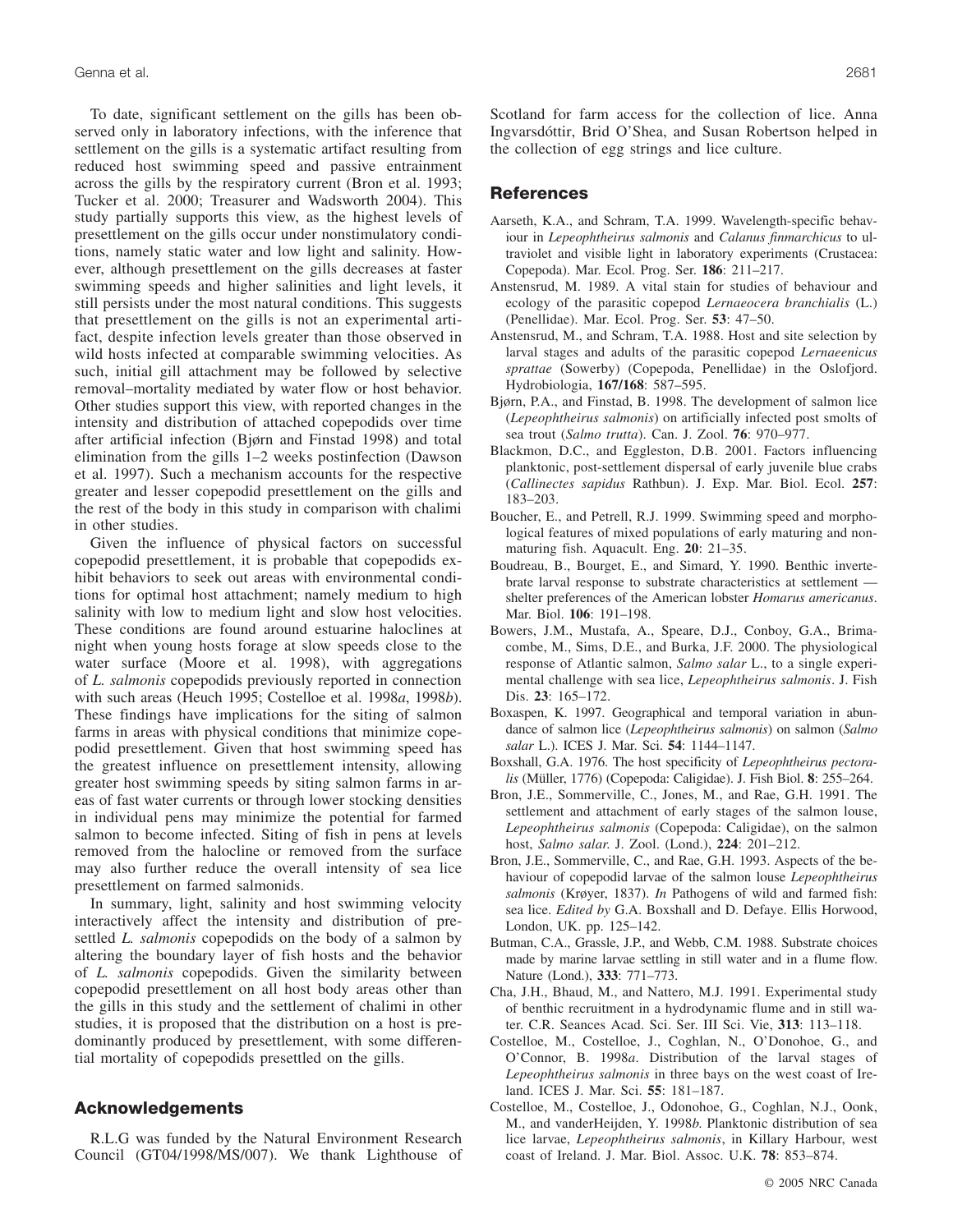To date, significant settlement on the gills has been observed only in laboratory infections, with the inference that settlement on the gills is a systematic artifact resulting from reduced host swimming speed and passive entrainment across the gills by the respiratory current (Bron et al. 1993; Tucker et al. 2000; Treasurer and Wadsworth 2004). This study partially supports this view, as the highest levels of presettlement on the gills occur under nonstimulatory conditions, namely static water and low light and salinity. However, although presettlement on the gills decreases at faster swimming speeds and higher salinities and light levels, it still persists under the most natural conditions. This suggests that presettlement on the gills is not an experimental artifact, despite infection levels greater than those observed in wild hosts infected at comparable swimming velocities. As such, initial gill attachment may be followed by selective removal–mortality mediated by water flow or host behavior. Other studies support this view, with reported changes in the intensity and distribution of attached copepodids over time after artificial infection (Bjørn and Finstad 1998) and total elimination from the gills 1–2 weeks postinfection (Dawson et al. 1997). Such a mechanism accounts for the respective greater and lesser copepodid presettlement on the gills and the rest of the body in this study in comparison with chalimi in other studies.

Given the influence of physical factors on successful copepodid presettlement, it is probable that copepodids exhibit behaviors to seek out areas with environmental conditions for optimal host attachment; namely medium to high salinity with low to medium light and slow host velocities. These conditions are found around estuarine haloclines at night when young hosts forage at slow speeds close to the water surface (Moore et al. 1998), with aggregations of *L. salmonis* copepodids previously reported in connection with such areas (Heuch 1995; Costelloe et al. 1998*a*, 1998*b*). These findings have implications for the siting of salmon farms in areas with physical conditions that minimize copepodid presettlement. Given that host swimming speed has the greatest influence on presettlement intensity, allowing greater host swimming speeds by siting salmon farms in areas of fast water currents or through lower stocking densities in individual pens may minimize the potential for farmed salmon to become infected. Siting of fish in pens at levels removed from the halocline or removed from the surface may also further reduce the overall intensity of sea lice presettlement on farmed salmonids.

In summary, light, salinity and host swimming velocity interactively affect the intensity and distribution of presettled *L. salmonis* copepodids on the body of a salmon by altering the boundary layer of fish hosts and the behavior of *L. salmonis* copepodids. Given the similarity between copepodid presettlement on all host body areas other than the gills in this study and the settlement of chalimi in other studies, it is proposed that the distribution on a host is predominantly produced by presettlement, with some differential mortality of copepodids presettled on the gills.

## Acknowledgements

R.L.G was funded by the Natural Environment Research Council (GT04/1998/MS/007). We thank Lighthouse of Scotland for farm access for the collection of lice. Anna Ingvarsdóttir, Brid O'Shea, and Susan Robertson helped in the collection of egg strings and lice culture.

## References

Aarseth, K.A., and Schram, T.A. 1999. Wavelength-specific behaviour in *Lepeophtheirus salmonis* and *Calanus finmarchicus* to ultraviolet and visible light in laboratory experiments (Crustacea: Copepoda). Mar. Ecol. Prog. Ser. **186**: 211–217.

Anstensrud, M. 1989. A vital stain for studies of behaviour and ecology of the parasitic copepod *Lernaeocera branchialis* (L.) (Penellidae). Mar. Ecol. Prog. Ser. **53**: 47–50.

Anstensrud, M., and Schram, T.A. 1988. Host and site selection by larval stages and adults of the parasitic copepod *Lernaeenicus sprattae* (Sowerby) (Copepoda, Penellidae) in the Oslofjord. Hydrobiologia, **167/168**: 587–595.

Bjørn, P.A., and Finstad, B. 1998. The development of salmon lice (*Lepeophtheirus salmonis*) on artificially infected post smolts of sea trout (*Salmo trutta*). Can. J. Zool. **76**: 970–977.

Blackmon, D.C., and Eggleston, D.B. 2001. Factors influencing planktonic, post-settlement dispersal of early juvenile blue crabs (*Callinectes sapidus* Rathbun). J. Exp. Mar. Biol. Ecol. **257**: 183–203.

Boucher, E., and Petrell, R.J. 1999. Swimming speed and morphological features of mixed populations of early maturing and non-maturing fish. Aquacult. Eng. **20**: 21–35.

Boudreau, B., Bourget, E., and Simard, Y. 1990. Benthic invertebrate larval response to substrate characteristics at settlement — shelter preferences of the American lobster *Homarus americanus*. Mar. Biol. **106**: 191–198.

Bowers, J.M., Mustafa, A., Speare, D.J., Conboy, G.A., Brimacombe, M., Sims, D.E., and Burka, J.F. 2000. The physiological response of Atlantic salmon, *Salmo salar* L., to a single experimental challenge with sea lice, *Lepeophtheirus salmonis*. J. Fish Dis. **23**: 165–172.

Boxaspen, K. 1997. Geographical and temporal variation in abundance of salmon lice (*Lepeophtheirus salmonis*) on salmon (*Salmo salar* L.). ICES J. Mar. Sci. **54**: 1144–1147.

Boxshall, G.A. 1976. The host specificity of *Lepeophtheirus pectoralis* (Müller, 1776) (Copepoda: Caligidae). J. Fish Biol. **8**: 255–264.

Bron, J.E., Sommerville, C., Jones, M., and Rae, G.H. 1991. The settlement and attachment of early stages of the salmon louse, *Lepeophtheirus salmonis* (Copepoda: Caligidae), on the salmon host, *Salmo salar*. J. Zool. (Lond.), **224**: 201–212.

Bron, J.E., Sommerville, C., and Rae, G.H. 1993. Aspects of the behaviour of copepodid larvae of the salmon louse *Lepeophtheirus salmonis* (Krøyer, 1837). *In* Pathogens of wild and farmed fish: sea lice. *Edited by* G.A. Boxshall and D. Defaye. Ellis Horwood, London, UK. pp. 125–142.

Butman, C.A., Grassle, J.P., and Webb, C.M. 1988. Substrate choices made by marine larvae settling in still water and in a flume flow. Nature (Lond.), **333**: 771–773.

Cha, J.H., Bhaud, M., and Nattero, M.J. 1991. Experimental study of benthic recruitment in a hydrodynamic flume and in still water. C.R. Seances Acad. Sci. Ser. III Sci. Vie, **313**: 113–118.

Costelloe, M., Costelloe, J., Coghlan, N., O'Donohoe, G., and O'Connor, B. 1998*a*. Distribution of the larval stages of *Lepeophtheirus salmonis* in three bays on the west coast of Ireland. ICES J. Mar. Sci. **55**: 181–187.

Costelloe, M., Costelloe, J., Odonohoe, G., Coghlan, N.J., Oonk, M., and vanderHeijden, Y. 1998*b*. Planktonic distribution of sea lice larvae, *Lepeophtheirus salmonis*, in Killary Harbour, west coast of Ireland. J. Mar. Biol. Assoc. U.K. **78**: 853–874.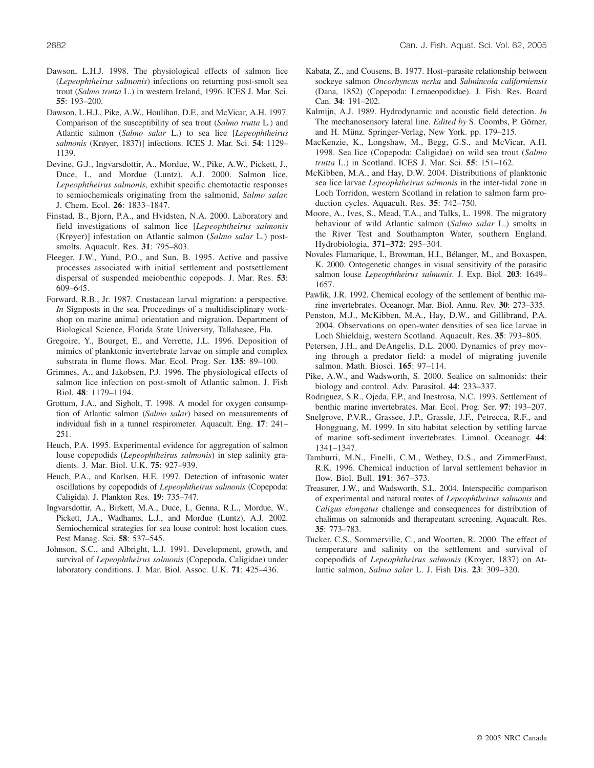Dawson, L.H.J. 1998. The physiological effects of salmon lice (*Lepeophtheirus salmonis*) infections on returning post-smolt sea trout (*Salmo trutta* L.) in western Ireland, 1996. ICES J. Mar. Sci. **55**: 193–200.

Dawson, L.H.J., Pike, A.W., Houlihan, D.F., and McVicar, A.H. 1997. Comparison of the susceptibility of sea trout (*Salmo trutta* L.) and Atlantic salmon (*Salmo salar* L.) to sea lice [*Lepeophtheirus salmonis* (Krøyer, 1837)] infections. ICES J. Mar. Sci. **54**: 1129–1139.

Devine, G.J., Ingvarsdottir, A., Mordue, W., Pike, A.W., Pickett, J., Duce, I., and Mordue (Luntz), A.J. 2000. Salmon lice, *Lepeophtheirus salmonis*, exhibit specific chemotactic responses to semiochemicals originating from the salmonid, *Salmo salar*. J. Chem. Ecol. **26**: 1833–1847.

Finstad, B., Bjorn, P.A., and Hvidsten, N.A. 2000. Laboratory and field investigations of salmon lice [*Lepeophtheirus salmonis* (Krøyer)] infestation on Atlantic salmon (*Salmo salar* L.) post-smolts. Aquacult. Res. **31**: 795–803.

Fleeger, J.W., Yund, P.O., and Sun, B. 1995. Active and passive processes associated with initial settlement and postsettlement dispersal of suspended meiobenthic copepods. J. Mar. Res. **53**: 609–645.

Forward, R.B., Jr. 1987. Crustacean larval migration: a perspective. *In* Signposts in the sea. Proceedings of a multidisciplinary workshop on marine animal orientation and migration. Department of Biological Science, Florida State University, Tallahasee, Fla.

Gregoire, Y., Bourget, E., and Verrette, J.L. 1996. Deposition of mimics of planktonic invertebrate larvae on simple and complex substrata in flume flows. Mar. Ecol. Prog. Ser. **135**: 89–100.

Grimnes, A., and Jakobsen, P.J. 1996. The physiological effects of salmon lice infection on post-smolt of Atlantic salmon. J. Fish Biol. **48**: 1179–1194.

Grottum, J.A., and Sigholt, T. 1998. A model for oxygen consumption of Atlantic salmon (*Salmo salar*) based on measurements of individual fish in a tunnel respirometer. Aquacult. Eng. **17**: 241–251.

Heuch, P.A. 1995. Experimental evidence for aggregation of salmon louse copepodids (*Lepeophtheirus salmonis*) in step salinity gradients. J. Mar. Biol. U.K. **75**: 927–939.

Heuch, P.A., and Karlsen, H.E. 1997. Detection of infrasonic water oscillations by copepodids of *Lepeophtheirus salmonis* (Copepoda: Caligida). J. Plankton Res. **19**: 735–747.

Ingvarsdottir, A., Birkett, M.A., Duce, I., Genna, R.L., Mordue, W., Pickett, J.A., Wadhams, L.J., and Mordue (Luntz), A.J. 2002. Semiochemical strategies for sea louse control: host location cues. Pest Manag. Sci. **58**: 537–545.

Johnson, S.C., and Albright, L.J. 1991. Development, growth, and survival of *Lepeophtheirus salmonis* (Copepoda, Caligidae) under laboratory conditions. J. Mar. Biol. Assoc. U.K. **71**: 425–436.

Kabata, Z., and Cousens, B. 1977. Host–parasite relationship between sockeye salmon *Oncorhyncus nerka* and *Salmincola californiensis* (Dana, 1852) (Copepoda: Lernaeopodidae). J. Fish. Res. Board Can. **34**: 191–202.

Kalmijn, A.J. 1989. Hydrodynamic and acoustic field detection. *In* The mechanosensory lateral line. *Edited by* S. Coombs, P. Görner, and H. Münz. Springer-Verlag, New York. pp. 179–215.

MacKenzie, K., Longshaw, M., Begg, G.S., and McVicar, A.H. 1998. Sea lice (Copepoda: Caligidae) on wild sea trout (*Salmo trutta* L.) in Scotland. ICES J. Mar. Sci. **55**: 151–162.

McKibben, M.A., and Hay, D.W. 2004. Distributions of planktonic sea lice larvae *Lepeophtheirus salmonis* in the inter-tidal zone in Loch Torridon, western Scotland in relation to salmon farm production cycles. Aquacult. Res. **35**: 742–750.

Moore, A., Ives, S., Mead, T.A., and Talks, L. 1998. The migratory behaviour of wild Atlantic salmon (*Salmo salar* L.) smolts in the River Test and Southampton Water, southern England. Hydrobiologia, **371–372**: 295–304.

Novales Flamarique, I., Browman, H.I., Bélanger, M., and Boxaspen, K. 2000. Ontogenetic changes in visual sensitivity of the parasitic salmon louse *Lepeophtheirus salmonis*. J. Exp. Biol. **203**: 1649–1657.

Pawlik, J.R. 1992. Chemical ecology of the settlement of benthic marine invertebrates. Oceanogr. Mar. Biol. Annu. Rev. **30**: 273–335.

Penston, M.J., McKibben, M.A., Hay, D.W., and Gillibrand, P.A. 2004. Observations on open-water densities of sea lice larvae in Loch Shieldaig, western Scotland. Aquacult. Res. **35**: 793–805.

Petersen, J.H., and DeAngelis, D.L. 2000. Dynamics of prey moving through a predator field: a model of migrating juvenile salmon. Math. Biosci. **165**: 97–114.

Pike, A.W., and Wadsworth, S. 2000. Sealice on salmonids: their biology and control. Adv. Parasitol. **44**: 233–337.

Rodriguez, S.R., Ojeda, F.P., and Inestrosa, N.C. 1993. Settlement of benthic marine invertebrates. Mar. Ecol. Prog. Ser. **97**: 193–207.

Snelgrove, P.V.R., Grassee, J.P., Grassle, J.F., Petrecca, R.F., and Hongguang, M. 1999. In situ habitat selection by settling larvae of marine soft-sediment invertebrates. Limnol. Oceanogr. **44**: 1341–1347.

Tamburri, M.N., Finelli, C.M., Wethey, D.S., and ZimmerFaust, R.K. 1996. Chemical induction of larval settlement behavior in flow. Biol. Bull. **191**: 367–373.

Treasurer, J.W., and Wadsworth, S.L. 2004. Interspecific comparison of experimental and natural routes of *Lepeophtheirus salmonis* and *Caligus elongatus* challenge and consequences for distribution of chalimus on salmonids and therapeutant screening. Aquacult. Res. **35**: 773–783.

Tucker, C.S., Sommerville, C., and Wootten, R. 2000. The effect of temperature and salinity on the settlement and survival of copepodids of *Lepeophtheirus salmonis* (Kroyer, 1837) on Atlantic salmon, *Salmo salar* L. J. Fish Dis. **23**: 309–320.